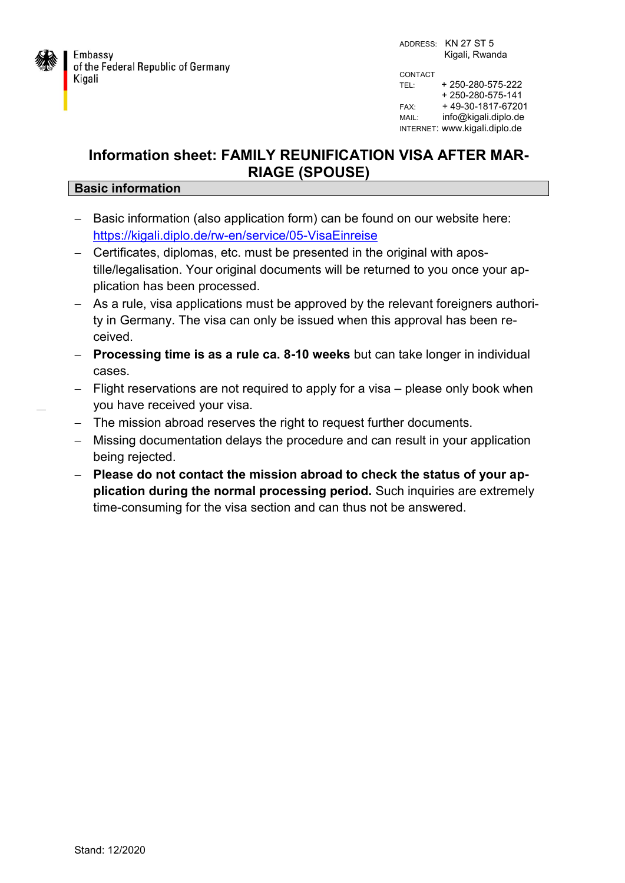Embassy
of the Federal Republic of Germany
Kigali

ADDRESS: KN 27 ST 5
Kigali, Rwanda

CONTACT
TEL: + 250-280-575-222
+ 250-280-575-141
FAX: + 49-30-1817-67201
MAIL: info@kigali.diplo.de
INTERNET: www.kigali.diplo.de

# Information sheet: FAMILY REUNIFICATION VISA AFTER MARRIAGE (SPOUSE)

## Basic information

- Basic information (also application form) can be found on our website here: https://kigali.diplo.de/rw-en/service/05-VisaEinreise
- Certificates, diplomas, etc. must be presented in the original with apostille/legalisation. Your original documents will be returned to you once your application has been processed.
- As a rule, visa applications must be approved by the relevant foreigners authority in Germany. The visa can only be issued when this approval has been received.
- **Processing time is as a rule ca. 8-10 weeks** but can take longer in individual cases.
- Flight reservations are not required to apply for a visa – please only book when you have received your visa.
- The mission abroad reserves the right to request further documents.
- Missing documentation delays the procedure and can result in your application being rejected.
- **Please do not contact the mission abroad to check the status of your application during the normal processing period.** Such inquiries are extremely time-consuming for the visa section and can thus not be answered.

Stand: 12/2020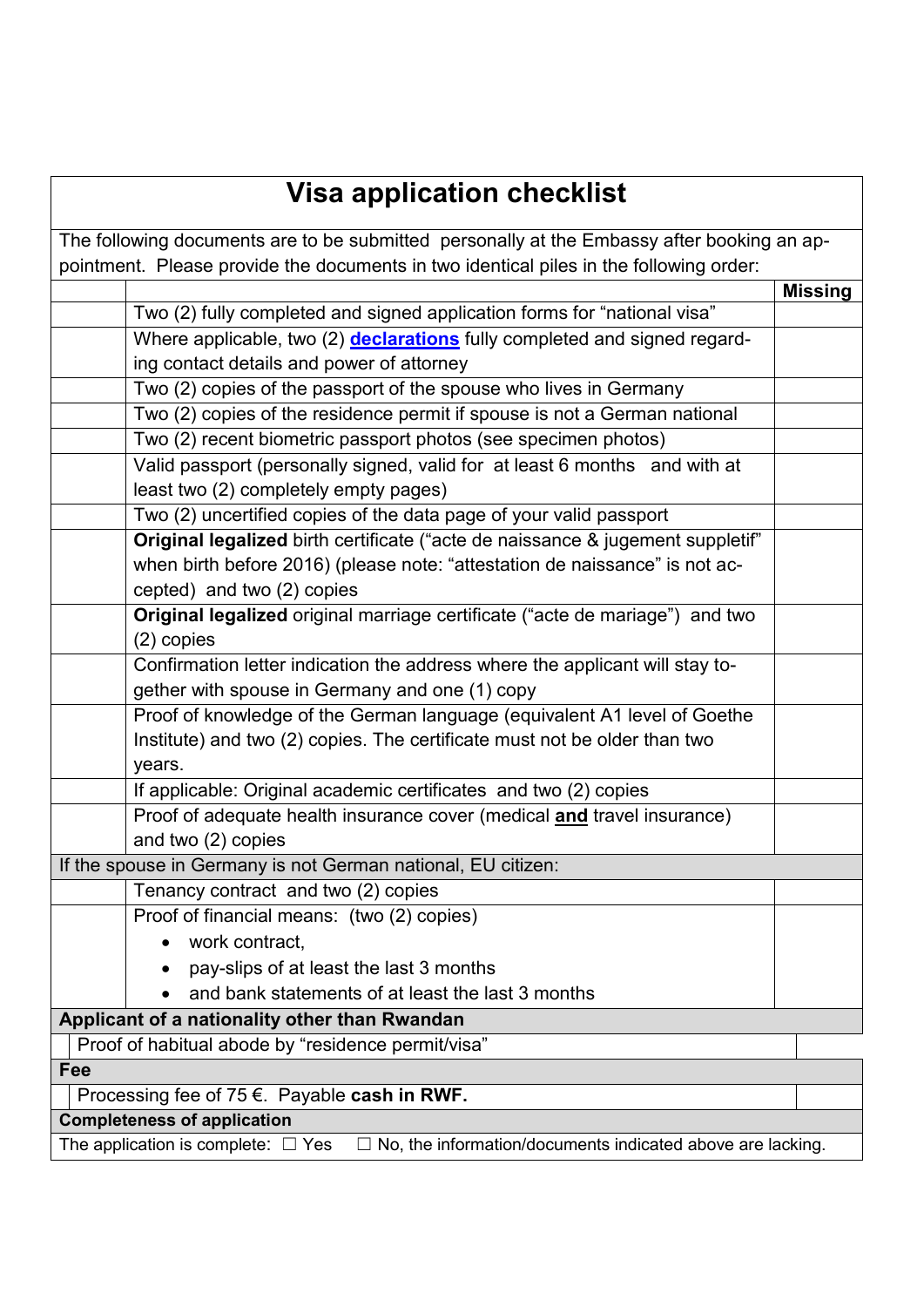# Visa application checklist

The following documents are to be submitted personally at the Embassy after booking an appointment. Please provide the documents in two identical piles in the following order:

| | | Missing |
|---|---|---|
| | Two (2) fully completed and signed application forms for "national visa" | |
| | Where applicable, two (2) **declarations** fully completed and signed regarding contact details and power of attorney | |
| | Two (2) copies of the passport of the spouse who lives in Germany | |
| | Two (2) copies of the residence permit if spouse is not a German national | |
| | Two (2) recent biometric passport photos (see specimen photos) | |
| | Valid passport (personally signed, valid for at least 6 months and with at least two (2) completely empty pages) | |
| | Two (2) uncertified copies of the data page of your valid passport | |
| | **Original legalized** birth certificate ("acte de naissance & jugement suppletif" when birth before 2016) (please note: "attestation de naissance" is not accepted) and two (2) copies | |
| | **Original legalized** original marriage certificate ("acte de mariage") and two (2) copies | |
| | Confirmation letter indication the address where the applicant will stay together with spouse in Germany and one (1) copy | |
| | Proof of knowledge of the German language (equivalent A1 level of Goethe Institute) and two (2) copies. The certificate must not be older than two years. | |
| | If applicable: Original academic certificates and two (2) copies | |
| | Proof of adequate health insurance cover (medical **and** travel insurance) and two (2) copies | |
| **If the spouse in Germany is not German national, EU citizen:** | | |
| | Tenancy contract and two (2) copies | |
| | Proof of financial means: (two (2) copies)<br>• work contract,<br>• pay-slips of at least the last 3 months<br>• and bank statements of at least the last 3 months | |
| **Applicant of a nationality other than Rwandan** | | |
| | Proof of habitual abode by "residence permit/visa" | |
| **Fee** | | |
| | Processing fee of 75 €. Payable **cash in RWF.** | |
| **Completeness of application** | | |
| The application is complete: ☐ Yes ☐ No, the information/documents indicated above are lacking. | | |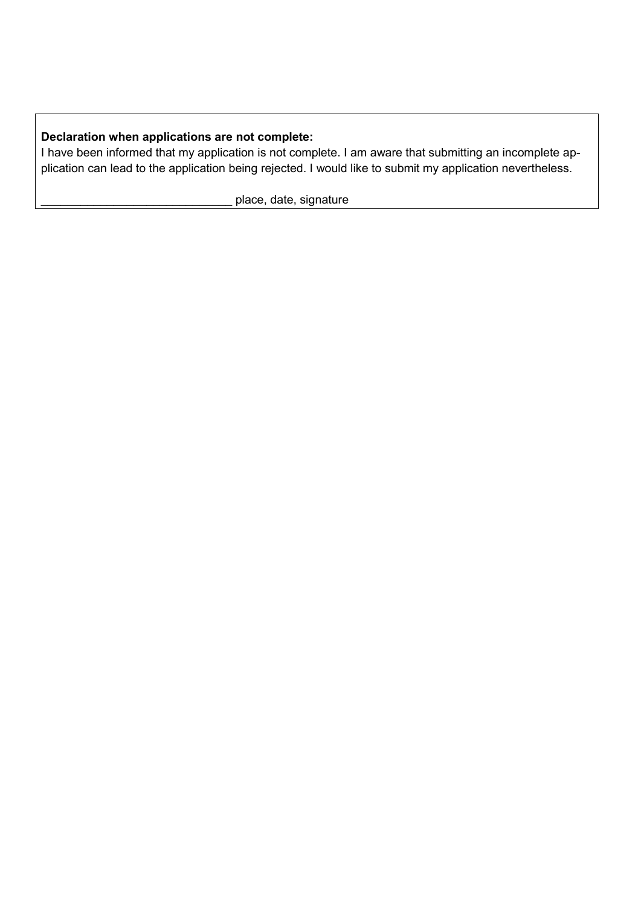**Declaration when applications are not complete:**
I have been informed that my application is not complete. I am aware that submitting an incomplete application can lead to the application being rejected. I would like to submit my application nevertheless.

_____________________________ place, date, signature